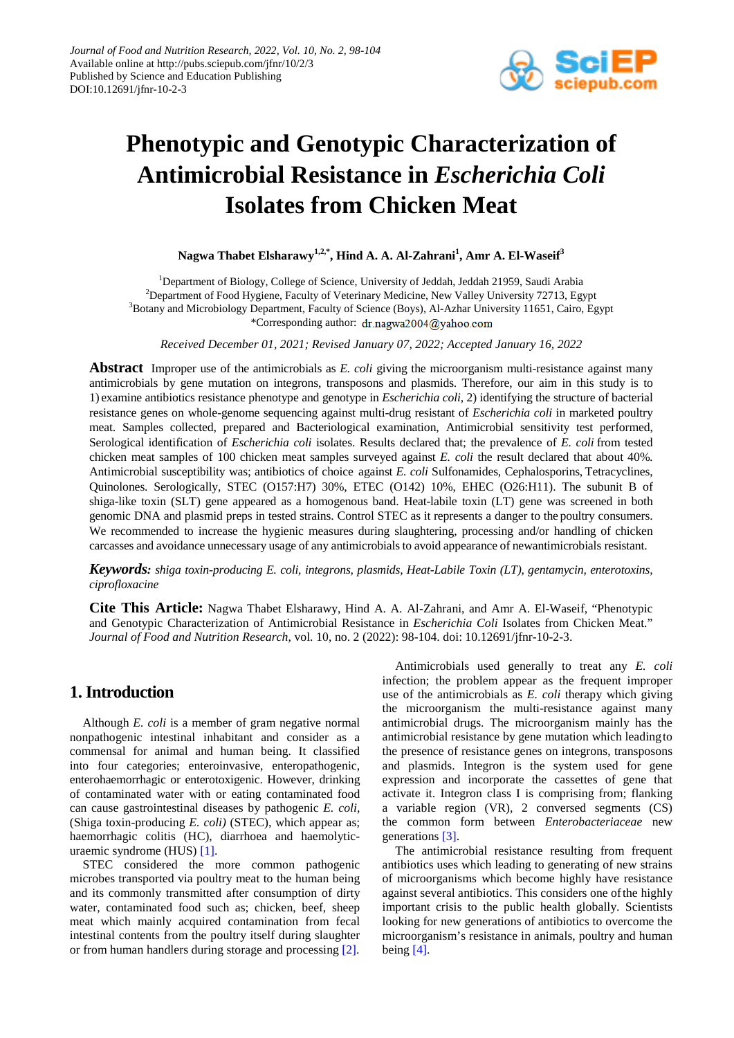# Phenotypic and Genotypic Characterization of Antimicrobial Resistance in *Escherichia Coli* Isolates from Chicken Meat

**Nagwa Thabet Elsharawy[1,2,*], Hind A. A. Al-Zahrani[1], Amr A. El-Waseif[3]**

[1]Department of Biology, College of Science, University of Jeddah, Jeddah 21959, Saudi Arabia
[2]Department of Food Hygiene, Faculty of Veterinary Medicine, New Valley University 72713, Egypt
[3]Botany and Microbiology Department, Faculty of Science (Boys), Al-Azhar University 11651, Cairo, Egypt
*Corresponding author: dr.nagwa2004@yahoo.com

*Received December 01, 2021; Revised January 07, 2022; Accepted January 16, 2022*

**Abstract** Improper use of the antimicrobials as *E. coli* giving the microorganism multi-resistance against many antimicrobials by gene mutation on integrons, transposons and plasmids. Therefore, our aim in this study is to 1) examine antibiotics resistance phenotype and genotype in *Escherichia coli*, 2) identifying the structure of bacterial resistance genes on whole-genome sequencing against multi-drug resistant of *Escherichia coli* in marketed poultry meat. Samples collected, prepared and Bacteriological examination, Antimicrobial sensitivity test performed, Serological identification of *Escherichia coli* isolates. Results declared that; the prevalence of *E. coli* from tested chicken meat samples of 100 chicken meat samples surveyed against *E. coli* the result declared that about 40%. Antimicrobial susceptibility was; antibiotics of choice against *E. coli* Sulfonamides, Cephalosporins, Tetracyclines, Quinolones. Serologically, STEC (O157:H7) 30%, ETEC (O142) 10%, EHEC (O26:H11). The subunit B of shiga-like toxin (SLT) gene appeared as a homogenous band. Heat-labile toxin (LT) gene was screened in both genomic DNA and plasmid preps in tested strains. Control STEC as it represents a danger to the poultry consumers. We recommended to increase the hygienic measures during slaughtering, processing and/or handling of chicken carcasses and avoidance unnecessary usage of any antimicrobials to avoid appearance of newantimicrobials resistant.

***Keywords:*** *shiga toxin-producing E. coli, integrons, plasmids, Heat-Labile Toxin (LT), gentamycin, enterotoxins, ciprofloxacine*

**Cite This Article:** Nagwa Thabet Elsharawy, Hind A. A. Al-Zahrani, and Amr A. El-Waseif, "Phenotypic and Genotypic Characterization of Antimicrobial Resistance in *Escherichia Coli* Isolates from Chicken Meat." *Journal of Food and Nutrition Research*, vol. 10, no. 2 (2022): 98-104. doi: 10.12691/jfnr-10-2-3.

## 1. Introduction

Although *E. coli* is a member of gram negative normal nonpathogenic intestinal inhabitant and consider as a commensal for animal and human being. It classified into four categories; enteroinvasive, enteropathogenic, enterohaemorrhagic or enterotoxigenic. However, drinking of contaminated water with or eating contaminated food can cause gastrointestinal diseases by pathogenic *E. coli*, (Shiga toxin-producing *E. coli)* (STEC), which appear as; haemorrhagic colitis (HC), diarrhoea and haemolytic-uraemic syndrome (HUS) [1].

STEC considered the more common pathogenic microbes transported via poultry meat to the human being and its commonly transmitted after consumption of dirty water, contaminated food such as; chicken, beef, sheep meat which mainly acquired contamination from fecal intestinal contents from the poultry itself during slaughter or from human handlers during storage and processing [2].

Antimicrobials used generally to treat any *E. coli* infection; the problem appear as the frequent improper use of the antimicrobials as *E. coli* therapy which giving the microorganism the multi-resistance against many antimicrobial drugs. The microorganism mainly has the antimicrobial resistance by gene mutation which leading to the presence of resistance genes on integrons, transposons and plasmids. Integron is the system used for gene expression and incorporate the cassettes of gene that activate it. Integron class I is comprising from; flanking a variable region (VR), 2 conversed segments (CS) the common form between *Enterobacteriaceae* new generations [3].

The antimicrobial resistance resulting from frequent antibiotics uses which leading to generating of new strains of microorganisms which become highly have resistance against several antibiotics. This considers one of the highly important crisis to the public health globally. Scientists looking for new generations of antibiotics to overcome the microorganism's resistance in animals, poultry and human being [4].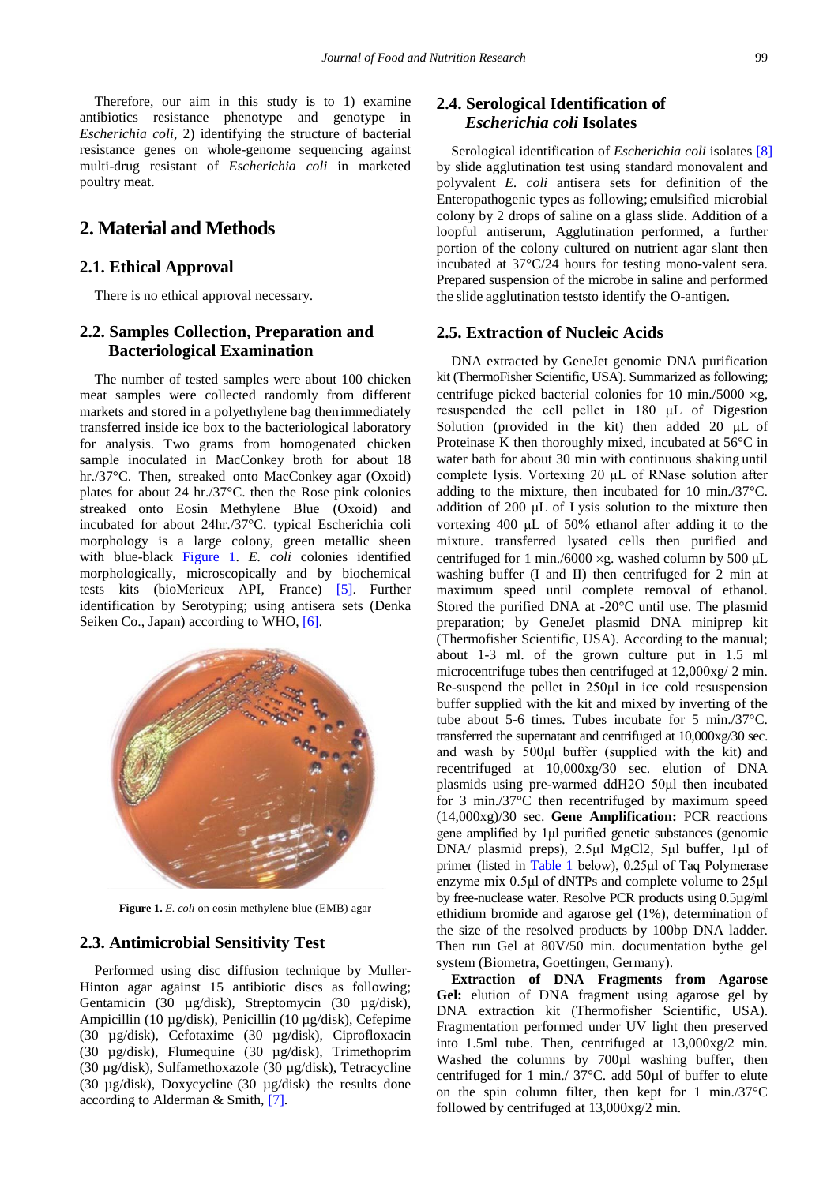Therefore, our aim in this study is to 1) examine antibiotics resistance phenotype and genotype in *Escherichia coli*, 2) identifying the structure of bacterial resistance genes on whole-genome sequencing against multi-drug resistant of *Escherichia coli* in marketed poultry meat.

## 2. Material and Methods

### 2.1. Ethical Approval

There is no ethical approval necessary.

### 2.2. Samples Collection, Preparation and Bacteriological Examination

The number of tested samples were about 100 chicken meat samples were collected randomly from different markets and stored in a polyethylene bag then immediately transferred inside ice box to the bacteriological laboratory for analysis. Two grams from homogenated chicken sample inoculated in MacConkey broth for about 18 hr./37°C. Then, streaked onto MacConkey agar (Oxoid) plates for about 24 hr./37°C. then the Rose pink colonies streaked onto Eosin Methylene Blue (Oxoid) and incubated for about 24hr./37°C. typical Escherichia coli morphology is a large colony, green metallic sheen with blue-black Figure 1. *E. coli* colonies identified morphologically, microscopically and by biochemical tests kits (bioMerieux API, France) [5]. Further identification by Serotyping; using antisera sets (Denka Seiken Co., Japan) according to WHO, [6].

**Figure 1.** *E. coli* on eosin methylene blue (EMB) agar

### 2.3. Antimicrobial Sensitivity Test

Performed using disc diffusion technique by Muller-Hinton agar against 15 antibiotic discs as following; Gentamicin (30 µg/disk), Streptomycin (30 µg/disk), Ampicillin (10 µg/disk), Penicillin (10 µg/disk), Cefepime (30 µg/disk), Cefotaxime (30 µg/disk), Ciprofloxacin (30 µg/disk), Flumequine (30 µg/disk), Trimethoprim (30 µg/disk), Sulfamethoxazole (30 µg/disk), Tetracycline (30 µg/disk), Doxycycline (30 µg/disk) the results done according to Alderman & Smith, [7].

### 2.4. Serological Identification of *Escherichia coli* Isolates

Serological identification of *Escherichia coli* isolates [8] by slide agglutination test using standard monovalent and polyvalent *E. coli* antisera sets for definition of the Enteropathogenic types as following; emulsified microbial colony by 2 drops of saline on a glass slide. Addition of a loopful antiserum, Agglutination performed, a further portion of the colony cultured on nutrient agar slant then incubated at 37°C/24 hours for testing mono-valent sera. Prepared suspension of the microbe in saline and performed the slide agglutination teststo identify the O-antigen.

### 2.5. Extraction of Nucleic Acids

DNA extracted by GeneJet genomic DNA purification kit (ThermoFisher Scientific, USA). Summarized as following; centrifuge picked bacterial colonies for 10 min./5000 ×g, resuspended the cell pellet in 180 µL of Digestion Solution (provided in the kit) then added 20 µL of Proteinase K then thoroughly mixed, incubated at 56°C in water bath for about 30 min with continuous shaking until complete lysis. Vortexing 20 µL of RNase solution after adding to the mixture, then incubated for 10 min./37°C. addition of 200 µL of Lysis solution to the mixture then vortexing 400 µL of 50% ethanol after adding it to the mixture. transferred lysated cells then purified and centrifuged for 1 min./6000 ×g. washed column by 500 µL washing buffer (I and II) then centrifuged for 2 min at maximum speed until complete removal of ethanol. Stored the purified DNA at -20°C until use. The plasmid preparation; by GeneJet plasmid DNA miniprep kit (Thermofisher Scientific, USA). According to the manual; about 1-3 ml. of the grown culture put in 1.5 ml microcentrifuge tubes then centrifuged at 12,000xg/ 2 min. Re-suspend the pellet in 250µl in ice cold resuspension buffer supplied with the kit and mixed by inverting of the tube about 5-6 times. Tubes incubate for 5 min./37°C. transferred the supernatant and centrifuged at 10,000xg/30 sec. and wash by 500µl buffer (supplied with the kit) and recentrifuged at 10,000xg/30 sec. elution of DNA plasmids using pre-warmed ddH2O 50µl then incubated for 3 min./37°C then recentrifuged by maximum speed (14,000xg)/30 sec. **Gene Amplification:** PCR reactions gene amplified by 1µl purified genetic substances (genomic DNA/ plasmid preps), 2.5µl MgCl2, 5µl buffer, 1µl of primer (listed in Table 1 below), 0.25µl of Taq Polymerase enzyme mix 0.5µl of dNTPs and complete volume to 25µl by free-nuclease water. Resolve PCR products using 0.5µg/ml ethidium bromide and agarose gel (1%), determination of the size of the resolved products by 100bp DNA ladder. Then run Gel at 80V/50 min. documentation bythe gel system (Biometra, Goettingen, Germany).

**Extraction of DNA Fragments from Agarose Gel:** elution of DNA fragment using agarose gel by DNA extraction kit (Thermofisher Scientific, USA). Fragmentation performed under UV light then preserved into 1.5ml tube. Then, centrifuged at 13,000xg/2 min. Washed the columns by 700µl washing buffer, then centrifuged for 1 min./ 37°C. add 50µl of buffer to elute on the spin column filter, then kept for 1 min./37°C followed by centrifuged at 13,000xg/2 min.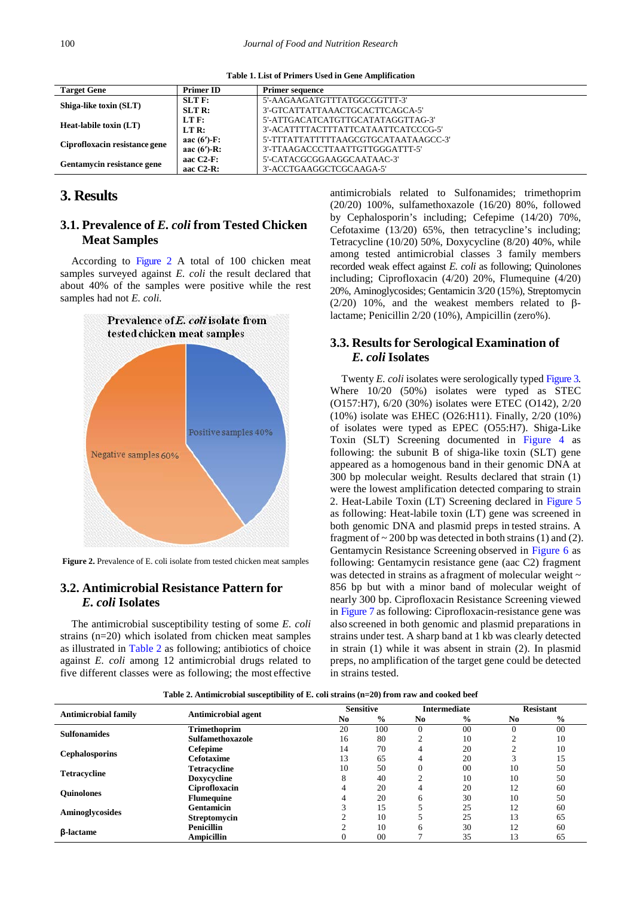**Table 1. List of Primers Used in Gene Amplification**

| Target Gene | Primer ID | Primer sequence |
|---|---|---|
| Shiga-like toxin (SLT) | SLT F: | 5'-AAGAAGATGTTTATGGCGGTTT-3' |
| | SLT R: | 3'-GTCATTATTAAACTGCACTTCAGCA-5' |
| Heat-labile toxin (LT) | LT F: | 5'-ATTGACATCATGTTGCATATAGGTTAG-3' |
| | LT R: | 3'-ACATTTTACTTTATTCATAATTCATCCCG-5' |
| Ciprofloxacin resistance gene | aac (6′)-F: | 5'-TTTATTATTTTTAAGCGTGCATAATAAGCC-3' |
| | aac (6′)-R: | 3'-TTAAGACCCTTAATTGTTGGGATTT-5' |
| Gentamycin resistance gene | aac C2-F: | 5'-CATACGCGGAAGGCAATAAC-3' |
| | aac C2-R: | 3'-ACCTGAAGGCTCGCAAGA-5' |

# 3. Results

## 3.1. Prevalence of *E. coli* from Tested Chicken Meat Samples

According to Figure 2 A total of 100 chicken meat samples surveyed against *E. coli* the result declared that about 40% of the samples were positive while the rest samples had not *E. coli*.

**Figure 2.** Prevalence of E. coli isolate from tested chicken meat samples

## 3.2. Antimicrobial Resistance Pattern for *E. coli* Isolates

The antimicrobial susceptibility testing of some *E. coli* strains (n=20) which isolated from chicken meat samples as illustrated in Table 2 as following; antibiotics of choice against *E. coli* among 12 antimicrobial drugs related to five different classes were as following; the most effective antimicrobials related to Sulfonamides; trimethoprim (20/20) 100%, sulfamethoxazole (16/20) 80%, followed by Cephalosporin's including; Cefepime (14/20) 70%, Cefotaxime (13/20) 65%, then tetracycline's including; Tetracycline (10/20) 50%, Doxycycline (8/20) 40%, while among tested antimicrobial classes 3 family members recorded weak effect against *E. coli* as following; Quinolones including; Ciprofloxacin (4/20) 20%, Flumequine (4/20) 20%, Aminoglycosides; Gentamicin 3/20 (15%), Streptomycin (2/20) 10%, and the weakest members related to β-lactame; Penicillin 2/20 (10%), Ampicillin (zero%).

## 3.3. Results for Serological Examination of *E. coli* Isolates

Twenty *E. coli* isolates were serologically typed Figure 3. Where 10/20 (50%) isolates were typed as STEC (O157:H7), 6/20 (30%) isolates were ETEC (O142), 2/20 (10%) isolate was EHEC (O26:H11). Finally, 2/20 (10%) of isolates were typed as EPEC (O55:H7). Shiga-Like Toxin (SLT) Screening documented in Figure 4 as following: the subunit B of shiga-like toxin (SLT) gene appeared as a homogenous band in their genomic DNA at 300 bp molecular weight. Results declared that strain (1) were the lowest amplification detected comparing to strain 2. Heat-Labile Toxin (LT) Screening declared in Figure 5 as following: Heat-labile toxin (LT) gene was screened in both genomic DNA and plasmid preps in tested strains. A fragment of ~ 200 bp was detected in both strains (1) and (2). Gentamycin Resistance Screening observed in Figure 6 as following: Gentamycin resistance gene (aac C2) fragment was detected in strains as a fragment of molecular weight ~ 856 bp but with a minor band of molecular weight of nearly 300 bp. Ciprofloxacin Resistance Screening viewed in Figure 7 as following: Ciprofloxacin-resistance gene was also screened in both genomic and plasmid preparations in strains under test. A sharp band at 1 kb was clearly detected in strain (1) while it was absent in strain (2). In plasmid preps, no amplification of the target gene could be detected in strains tested.

**Table 2. Antimicrobial susceptibility of E. coli strains (n=20) from raw and cooked beef**

| Antimicrobial family | Antimicrobial agent | Sensitive | | Intermediate | | Resistant | |
|---|---|---|---|---|---|---|---|
| | | No | % | No | % | No | % |
| Sulfonamides | Trimethoprim | 20 | 100 | 0 | 00 | 0 | 00 |
| | Sulfamethoxazole | 16 | 80 | 2 | 10 | 2 | 10 |
| Cephalosporins | Cefepime | 14 | 70 | 4 | 20 | 2 | 10 |
| | Cefotaxime | 13 | 65 | 4 | 20 | 3 | 15 |
| Tetracycline | Tetracycline | 10 | 50 | 0 | 00 | 10 | 50 |
| | Doxycycline | 8 | 40 | 2 | 10 | 10 | 50 |
| Quinolones | Ciprofloxacin | 4 | 20 | 4 | 20 | 12 | 60 |
| | Flumequine | 4 | 20 | 6 | 30 | 10 | 50 |
| Aminoglycosides | Gentamicin | 3 | 15 | 5 | 25 | 12 | 60 |
| | Streptomycin | 2 | 10 | 5 | 25 | 13 | 65 |
| β-lactame | Penicillin | 2 | 10 | 6 | 30 | 12 | 60 |
| | Ampicillin | 0 | 00 | 7 | 35 | 13 | 65 |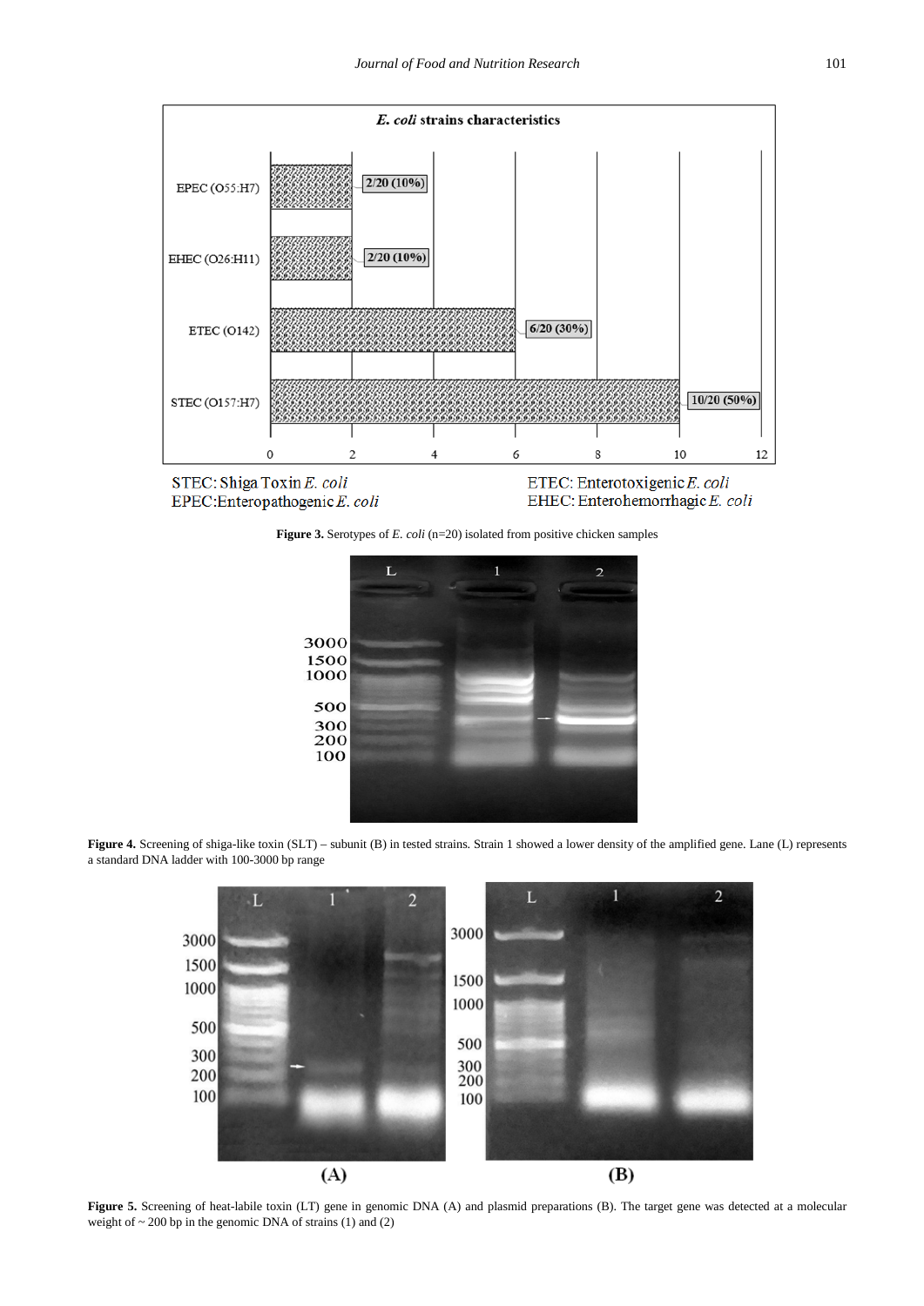**Figure 3.** Serotypes of *E. coli* (n=20) isolated from positive chicken samples

**Figure 4.** Screening of shiga-like toxin (SLT) – subunit (B) in tested strains. Strain 1 showed a lower density of the amplified gene. Lane (L) represents a standard DNA ladder with 100-3000 bp range

**Figure 5.** Screening of heat-labile toxin (LT) gene in genomic DNA (A) and plasmid preparations (B). The target gene was detected at a molecular weight of ~ 200 bp in the genomic DNA of strains (1) and (2)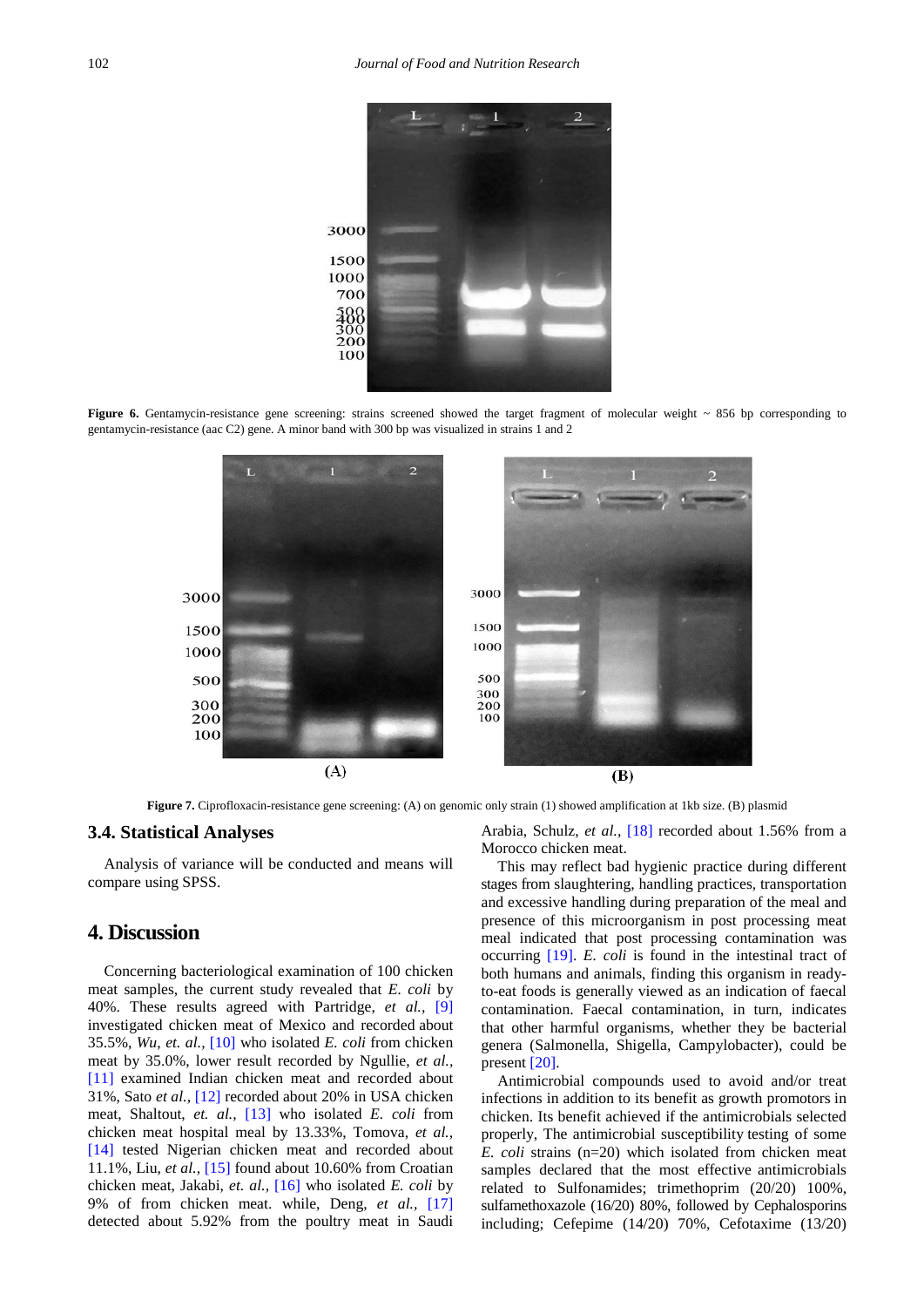Figure 6. Gentamycin-resistance gene screening: strains screened showed the target fragment of molecular weight ~ 856 bp corresponding to gentamycin-resistance (aac C2) gene. A minor band with 300 bp was visualized in strains 1 and 2

Figure 7. Ciprofloxacin-resistance gene screening: (A) on genomic only strain (1) showed amplification at 1kb size. (B) plasmid

### 3.4. Statistical Analyses

Analysis of variance will be conducted and means will compare using SPSS.

## 4. Discussion

Concerning bacteriological examination of 100 chicken meat samples, the current study revealed that *E. coli* by 40%. These results agreed with Partridge, *et al.,* [9] investigated chicken meat of Mexico and recorded about 35.5%, *Wu, et. al.,* [10] who isolated *E. coli* from chicken meat by 35.0%, lower result recorded by Ngullie, *et al.,* [11] examined Indian chicken meat and recorded about 31%, Sato *et al.,* [12] recorded about 20% in USA chicken meat, Shaltout, *et. al.,* [13] who isolated *E. coli* from chicken meat hospital meal by 13.33%, Tomova, *et al.,* [14] tested Nigerian chicken meat and recorded about 11.1%, Liu, *et al.,* [15] found about 10.60% from Croatian chicken meat, Jakabi, *et. al.,* [16] who isolated *E. coli* by 9% of from chicken meat. while, Deng, *et al.,* [17] detected about 5.92% from the poultry meat in Saudi Arabia, Schulz, *et al.,* [18] recorded about 1.56% from a Morocco chicken meat.

This may reflect bad hygienic practice during different stages from slaughtering, handling practices, transportation and excessive handling during preparation of the meal and presence of this microorganism in post processing meat meal indicated that post processing contamination was occurring [19]. *E. coli* is found in the intestinal tract of both humans and animals, finding this organism in ready-to-eat foods is generally viewed as an indication of faecal contamination. Faecal contamination, in turn, indicates that other harmful organisms, whether they be bacterial genera (Salmonella, Shigella, Campylobacter), could be present [20].

Antimicrobial compounds used to avoid and/or treat infections in addition to its benefit as growth promotors in chicken. Its benefit achieved if the antimicrobials selected properly, The antimicrobial susceptibility testing of some *E. coli* strains (n=20) which isolated from chicken meat samples declared that the most effective antimicrobials related to Sulfonamides; trimethoprim (20/20) 100%, sulfamethoxazole (16/20) 80%, followed by Cephalosporins including; Cefepime (14/20) 70%, Cefotaxime (13/20)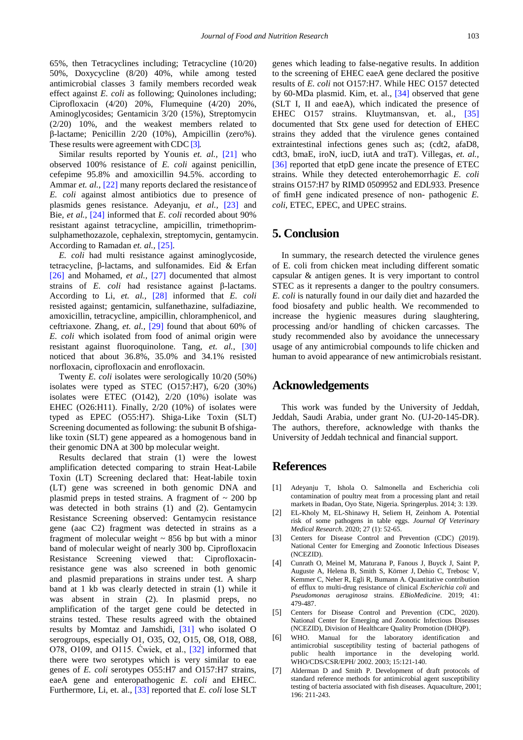65%, then Tetracyclines including; Tetracycline (10/20) 50%, Doxycycline (8/20) 40%, while among tested antimicrobial classes 3 family members recorded weak effect against *E. coli* as following; Quinolones including; Ciprofloxacin (4/20) 20%, Flumequine (4/20) 20%, Aminoglycosides; Gentamicin 3/20 (15%), Streptomycin (2/20) 10%, and the weakest members related to β-lactame; Penicillin 2/20 (10%), Ampicillin (zero%). These results were agreement with CDC [3].

Similar results reported by Younis *et. al.,* [21] who observed 100% resistance of *E. coli* against penicillin, cefepime 95.8% and amoxicillin 94.5%. according to Ammar *et. al.,* [22] many reports declared the resistance of *E. coli* against almost antibiotics due to presence of plasmids genes resistance. Adeyanju, *et al.,* [23] and Bie, *et al.,* [24] informed that *E. coli* recorded about 90% resistant against tetracycline, ampicillin, trimethoprim-sulphamethozazole, cephalexin, streptomycin, gentamycin. According to Ramadan *et. al.,* [25].

*E. coli* had multi resistance against aminoglycoside, tetracycline, β-lactams, and sulfonamides. Eid & Erfan [26] and Mohamed, *et al.,* [27] documented that almost strains of *E. coli* had resistance against β-lactams. According to Li, *et. al.,* [28] informed that *E. coli* resisted against; gentamicin, sulfanethazine, sulfadiazine, amoxicillin, tetracycline, ampicillin, chloramphenicol, and ceftriaxone. Zhang, *et. al.,* [29] found that about 60% of *E. coli* which isolated from food of animal origin were resistant against fluoroquinolone. Tang, *et. al.,* [30] noticed that about 36.8%, 35.0% and 34.1% resisted norfloxacin, ciprofloxacin and enrofloxacin.

Twenty *E. coli* isolates were serologically 10/20 (50%) isolates were typed as STEC (O157:H7), 6/20 (30%) isolates were ETEC (O142), 2/20 (10%) isolate was EHEC (O26:H11). Finally, 2/20 (10%) of isolates were typed as EPEC (O55:H7). Shiga-Like Toxin (SLT) Screening documented as following: the subunit B of shiga-like toxin (SLT) gene appeared as a homogenous band in their genomic DNA at 300 bp molecular weight.

Results declared that strain (1) were the lowest amplification detected comparing to strain Heat-Labile Toxin (LT) Screening declared that: Heat-labile toxin (LT) gene was screened in both genomic DNA and plasmid preps in tested strains. A fragment of ~ 200 bp was detected in both strains (1) and (2). Gentamycin Resistance Screening observed: Gentamycin resistance gene (aac C2) fragment was detected in strains as a fragment of molecular weight ~ 856 bp but with a minor band of molecular weight of nearly 300 bp. Ciprofloxacin Resistance Screening viewed that: Ciprofloxacin-resistance gene was also screened in both genomic and plasmid preparations in strains under test. A sharp band at 1 kb was clearly detected in strain (1) while it was absent in strain (2). In plasmid preps, no amplification of the target gene could be detected in strains tested. These results agreed with the obtained results by Momtaz and Jamshidi, [31] who isolated O serogroups, especially O1, O35, O2, O15, O8, O18, O88, O78, O109, and O115. Ćwiek, et al., [32] informed that there were two serotypes which is very similar to eae genes of *E. coli* serotypes O55:H7 and O157:H7 strains, eaeA gene and enteropathogenic *E. coli* and EHEC. Furthermore, Li, et. al., [33] reported that *E. coli* lose SLT genes which leading to false-negative results. In addition to the screening of EHEC eaeA gene declared the positive results of *E. coli* not O157:H7. While HEC O157 detected by 60-MDa plasmid. Kim, et. al., [34] observed that gene (SLT I, II and eaeA), which indicated the presence of EHEC O157 strains. Kluytmansvan, et. al., [35] documented that Stx gene used for detection of EHEC strains they added that the virulence genes contained extraintestinal infections genes such as; (cdt2, afaD8, cdt3, bmaE, iroN, iucD, iutA and traT). Villegas, *et. al.,* [36] reported that etpD gene incate the presence of ETEC strains. While they detected enterohemorrhagic *E. coli* strains O157:H7 by RIMD 0509952 and EDL933. Presence of fimH gene indicated presence of non- pathogenic *E. coli*, ETEC, EPEC, and UPEC strains.

## 5. Conclusion

In summary, the research detected the virulence genes of E. coli from chicken meat including different somatic capsular & antigen genes. It is very important to control STEC as it represents a danger to the poultry consumers. *E. coli* is naturally found in our daily diet and hazarded the food biosafety and public health. We recommended to increase the hygienic measures during slaughtering, processing and/or handling of chicken carcasses. The study recommended also by avoidance the unnecessary usage of any antimicrobial compounds to life chicken and human to avoid appearance of new antimicrobials resistant.

## Acknowledgements

This work was funded by the University of Jeddah, Jeddah, Saudi Arabia, under grant No. (UJ-20-145-DR). The authors, therefore, acknowledge with thanks the University of Jeddah technical and financial support.

## References

[1] Adeyanju T, Ishola O. Salmonella and Escherichia coli contamination of poultry meat from a processing plant and retail markets in Ibadan, Oyo State, Nigeria. Springerplus. 2014; 3: 139.

[2] EL-Kholy M, EL-Shinawy H, Seliem H, Zeinhom A. Potential risk of some pathogens in table eggs. *Journal Of Veterinary Medical Research*. 2020; 27 (1): 52-65.

[3] Centers for Disease Control and Prevention (CDC) (2019). National Center for Emerging and Zoonotic Infectious Diseases (NCEZID).

[4] Cunrath O, Meinel M, Maturana P, Fanous J, Buyck J, Saint P, Auguste A, Helena B, Smith S, Körner J, Dehio C, Trebosc V, Kemmer C, Neher R, Egli R, Bumann A. Quantitative contribution of efflux to multi-drug resistance of clinical *Escherichia coli* and *Pseudomonas aeruginosa* strains. *EBioMedicine*. 2019; 41: 479-487.

[5] Centers for Disease Control and Prevention (CDC, 2020). National Center for Emerging and Zoonotic Infectious Diseases (NCEZID), Division of Healthcare Quality Promotion (DHQP).

[6] WHO. Manual for the laboratory identification and antimicrobial susceptibility testing of bacterial pathogens of public health importance in the developing world. WHO/CDS/CSR/EPH/ 2002. 2003; 15:121-140.

[7] Alderman D and Smith P. Development of draft protocols of standard reference methods for antimicrobial agent susceptibility testing of bacteria associated with fish diseases. Aquaculture, 2001; 196: 211-243.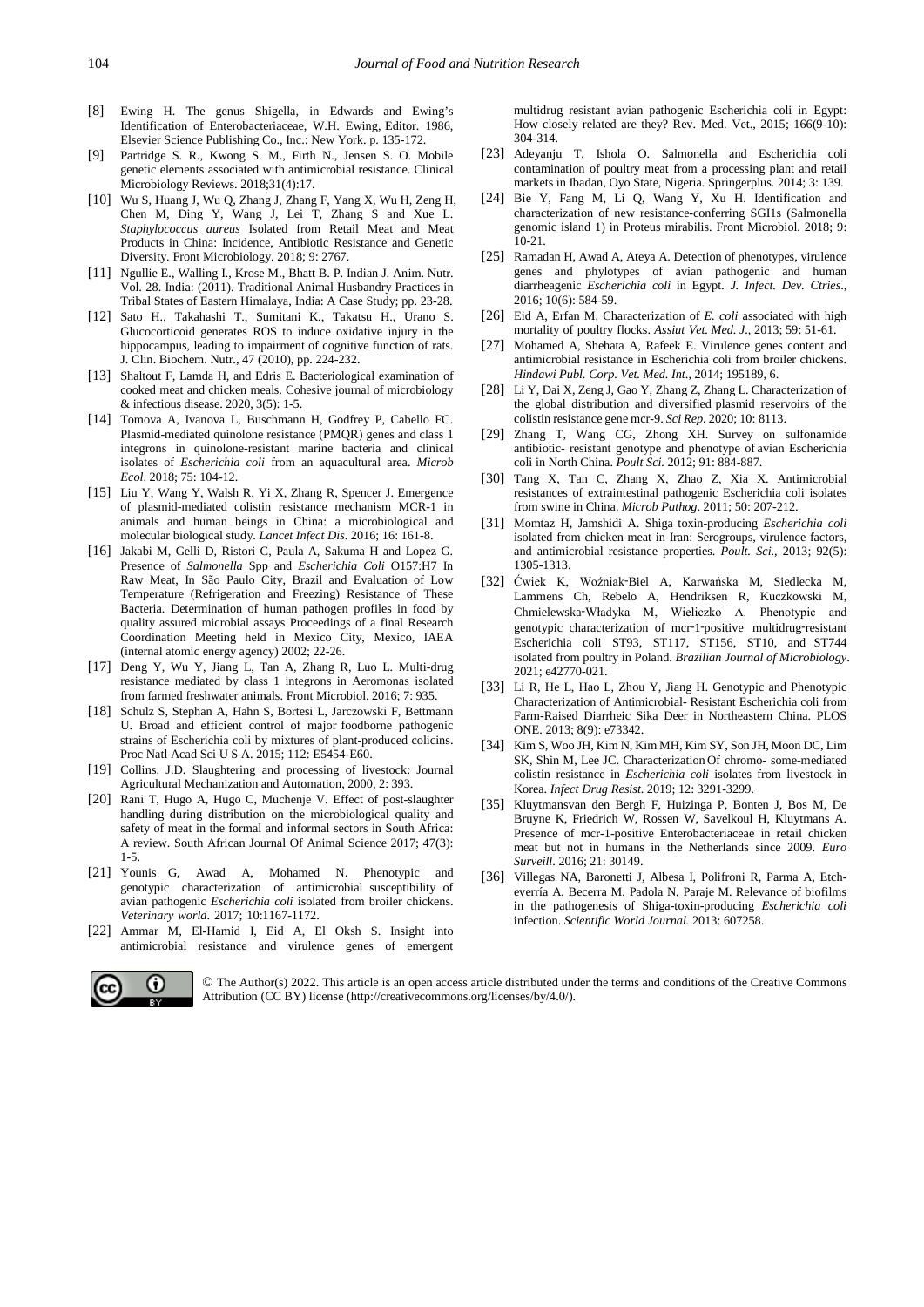[8] Ewing H. The genus Shigella, in Edwards and Ewing's Identification of Enterobacteriaceae, W.H. Ewing, Editor. 1986, Elsevier Science Publishing Co., Inc.: New York. p. 135-172.

[9] Partridge S. R., Kwong S. M., Firth N., Jensen S. O. Mobile genetic elements associated with antimicrobial resistance. Clinical Microbiology Reviews. 2018;31(4):17.

[10] Wu S, Huang J, Wu Q, Zhang J, Zhang F, Yang X, Wu H, Zeng H, Chen M, Ding Y, Wang J, Lei T, Zhang S and Xue L. *Staphylococcus aureus* Isolated from Retail Meat and Meat Products in China: Incidence, Antibiotic Resistance and Genetic Diversity. Front Microbiology. 2018; 9: 2767.

[11] Ngullie E., Walling I., Krose M., Bhatt B. P. Indian J. Anim. Nutr. Vol. 28. India: (2011). Traditional Animal Husbandry Practices in Tribal States of Eastern Himalaya, India: A Case Study; pp. 23-28.

[12] Sato H., Takahashi T., Sumitani K., Takatsu H., Urano S. Glucocorticoid generates ROS to induce oxidative injury in the hippocampus, leading to impairment of cognitive function of rats. J. Clin. Biochem. Nutr., 47 (2010), pp. 224-232.

[13] Shaltout F, Lamda H, and Edris E. Bacteriological examination of cooked meat and chicken meals. Cohesive journal of microbiology & infectious disease. 2020, 3(5): 1-5.

[14] Tomova A, Ivanova L, Buschmann H, Godfrey P, Cabello FC. Plasmid-mediated quinolone resistance (PMQR) genes and class 1 integrons in quinolone-resistant marine bacteria and clinical isolates of *Escherichia coli* from an aquacultural area. *Microb Ecol*. 2018; 75: 104-12.

[15] Liu Y, Wang Y, Walsh R, Yi X, Zhang R, Spencer J. Emergence of plasmid-mediated colistin resistance mechanism MCR-1 in animals and human beings in China: a microbiological and molecular biological study. *Lancet Infect Dis*. 2016; 16: 161-8.

[16] Jakabi M, Gelli D, Ristori C, Paula A, Sakuma H and Lopez G. Presence of *Salmonella* Spp and *Escherichia Coli* O157:H7 In Raw Meat, In São Paulo City, Brazil and Evaluation of Low Temperature (Refrigeration and Freezing) Resistance of These Bacteria. Determination of human pathogen profiles in food by quality assured microbial assays Proceedings of a final Research Coordination Meeting held in Mexico City, Mexico, IAEA (internal atomic energy agency) 2002; 22-26.

[17] Deng Y, Wu Y, Jiang L, Tan A, Zhang R, Luo L. Multi-drug resistance mediated by class 1 integrons in Aeromonas isolated from farmed freshwater animals. Front Microbiol. 2016; 7: 935.

[18] Schulz S, Stephan A, Hahn S, Bortesi L, Jarczowski F, Bettmann U. Broad and efficient control of major foodborne pathogenic strains of Escherichia coli by mixtures of plant-produced colicins. Proc Natl Acad Sci U S A. 2015; 112: E5454-E60.

[19] Collins. J.D. Slaughtering and processing of livestock: Journal Agricultural Mechanization and Automation, 2000, 2: 393.

[20] Rani T, Hugo A, Hugo C, Muchenje V. Effect of post-slaughter handling during distribution on the microbiological quality and safety of meat in the formal and informal sectors in South Africa: A review. South African Journal Of Animal Science 2017; 47(3): 1-5.

[21] Younis G, Awad A, Mohamed N. Phenotypic and genotypic characterization of antimicrobial susceptibility of avian pathogenic *Escherichia coli* isolated from broiler chickens. *Veterinary world*. 2017; 10:1167-1172.

[22] Ammar M, El-Hamid I, Eid A, El Oksh S. Insight into antimicrobial resistance and virulence genes of emergent multidrug resistant avian pathogenic Escherichia coli in Egypt: How closely related are they? Rev. Med. Vet., 2015; 166(9-10): 304-314.

[23] Adeyanju T, Ishola O. Salmonella and Escherichia coli contamination of poultry meat from a processing plant and retail markets in Ibadan, Oyo State, Nigeria. Springerplus. 2014; 3: 139.

[24] Bie Y, Fang M, Li Q, Wang Y, Xu H. Identification and characterization of new resistance-conferring SGI1s (Salmonella genomic island 1) in Proteus mirabilis. Front Microbiol. 2018; 9: 10-21.

[25] Ramadan H, Awad A, Ateya A. Detection of phenotypes, virulence genes and phylotypes of avian pathogenic and human diarrheagenic *Escherichia coli* in Egypt. *J. Infect. Dev. Ctries*., 2016; 10(6): 584-59.

[26] Eid A, Erfan M. Characterization of *E. coli* associated with high mortality of poultry flocks. *Assiut Vet. Med. J*., 2013; 59: 51-61.

[27] Mohamed A, Shehata A, Rafeek E. Virulence genes content and antimicrobial resistance in Escherichia coli from broiler chickens. *Hindawi Publ. Corp. Vet. Med. Int*., 2014; 195189, 6.

[28] Li Y, Dai X, Zeng J, Gao Y, Zhang Z, Zhang L. Characterization of the global distribution and diversified plasmid reservoirs of the colistin resistance gene mcr-9. *Sci Rep*. 2020; 10: 8113.

[29] Zhang T, Wang CG, Zhong XH. Survey on sulfonamide antibiotic- resistant genotype and phenotype of avian Escherichia coli in North China. *Poult Sci.* 2012; 91: 884-887.

[30] Tang X, Tan C, Zhang X, Zhao Z, Xia X. Antimicrobial resistances of extraintestinal pathogenic Escherichia coli isolates from swine in China. *Microb Pathog*. 2011; 50: 207-212.

[31] Momtaz H, Jamshidi A. Shiga toxin-producing *Escherichia coli* isolated from chicken meat in Iran: Serogroups, virulence factors, and antimicrobial resistance properties. *Poult. Sci*., 2013; 92(5): 1305-1313.

[32] Ćwiek K, Woźniak-Biel A, Karwańska M, Siedlecka M, Lammens Ch, Rebelo A, Hendriksen R, Kuczkowski M, Chmielewska-Władyka M, Wieliczko A. Phenotypic and genotypic characterization of mcr-1-positive multidrug-resistant Escherichia coli ST93, ST117, ST156, ST10, and ST744 isolated from poultry in Poland. *Brazilian Journal of Microbiology*. 2021; e42770-021.

[33] Li R, He L, Hao L, Zhou Y, Jiang H. Genotypic and Phenotypic Characterization of Antimicrobial- Resistant Escherichia coli from Farm-Raised Diarrheic Sika Deer in Northeastern China. PLOS ONE. 2013; 8(9): e73342.

[34] Kim S, Woo JH, Kim N, Kim MH, Kim SY, Son JH, Moon DC, Lim SK, Shin M, Lee JC. Characterization Of chromo- some-mediated colistin resistance in *Escherichia coli* isolates from livestock in Korea. *Infect Drug Resist*. 2019; 12: 3291-3299.

[35] Kluytmansvan den Bergh F, Huizinga P, Bonten J, Bos M, De Bruyne K, Friedrich W, Rossen W, Savelkoul H, Kluytmans A. Presence of mcr-1-positive Enterobacteriaceae in retail chicken meat but not in humans in the Netherlands since 2009. *Euro Surveill*. 2016; 21: 30149.

[36] Villegas NA, Baronetti J, Albesa I, Polifroni R, Parma A, Etcheverría A, Becerra M, Padola N, Paraje M. Relevance of biofilms in the pathogenesis of Shiga-toxin-producing *Escherichia coli* infection. *Scientific World Journal.* 2013: 607258.

© The Author(s) 2022. This article is an open access article distributed under the terms and conditions of the Creative Commons Attribution (CC BY) license (http://creativecommons.org/licenses/by/4.0/).